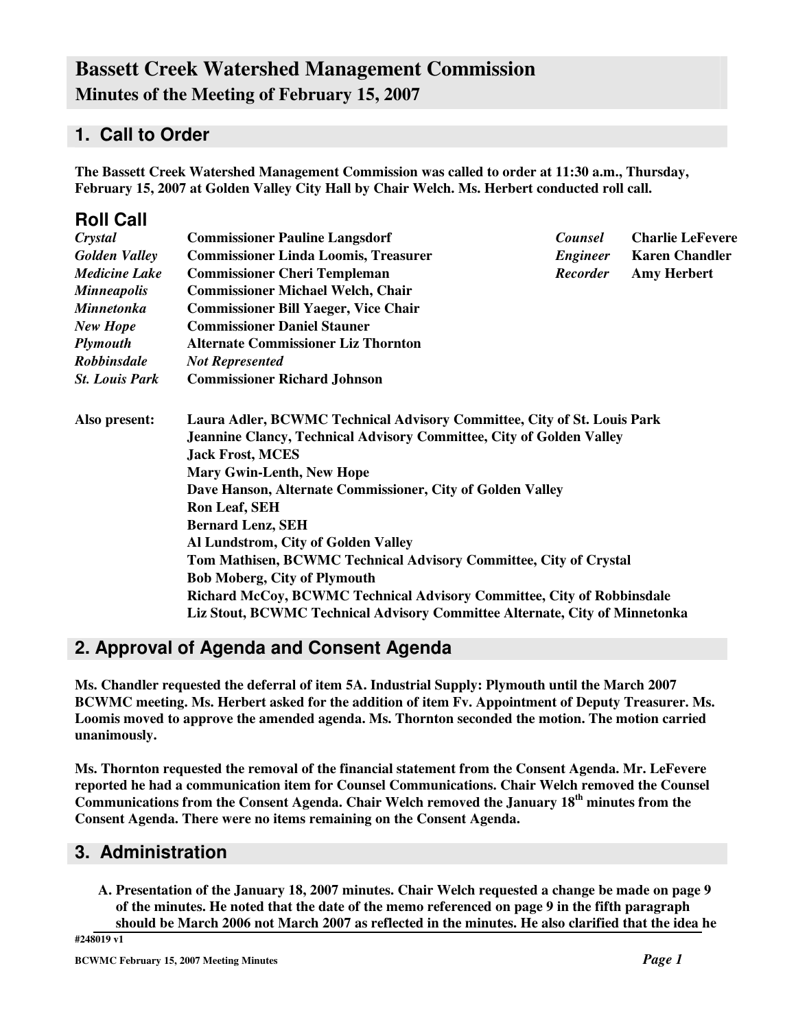# Bassett Creek Watershed Management Commission

## Minutes of the Meeting of February 15, 2007

## 1. Call to Order

**The Bassett Creek Watershed Management Commission was called to order at 11:30 a.m., Thursday, February 15, 2007 at Golden Valley City Hall by Chair Welch. Ms. Herbert conducted roll call.**

### Roll Call

| | | | |
|---|---|---|---|
| ***Crystal*** | **Commissioner Pauline Langsdorf** | ***Counsel*** | **Charlie LeFevere** |
| ***Golden Valley*** | **Commissioner Linda Loomis, Treasurer** | ***Engineer*** | **Karen Chandler** |
| ***Medicine Lake*** | **Commissioner Cheri Templeman** | ***Recorder*** | **Amy Herbert** |
| ***Minneapolis*** | **Commissioner Michael Welch, Chair** | | |
| ***Minnetonka*** | **Commissioner Bill Yaeger, Vice Chair** | | |
| ***New Hope*** | **Commissioner Daniel Stauner** | | |
| ***Plymouth*** | **Alternate Commissioner Liz Thornton** | | |
| ***Robbinsdale*** | ***Not Represented*** | | |
| ***St. Louis Park*** | **Commissioner Richard Johnson** | | |

**Also present:**
**Laura Adler, BCWMC Technical Advisory Committee, City of St. Louis Park**
**Jeannine Clancy, Technical Advisory Committee, City of Golden Valley**
**Jack Frost, MCES**
**Mary Gwin-Lenth, New Hope**
**Dave Hanson, Alternate Commissioner, City of Golden Valley**
**Ron Leaf, SEH**
**Bernard Lenz, SEH**
**Al Lundstrom, City of Golden Valley**
**Tom Mathisen, BCWMC Technical Advisory Committee, City of Crystal**
**Bob Moberg, City of Plymouth**
**Richard McCoy, BCWMC Technical Advisory Committee, City of Robbinsdale**
**Liz Stout, BCWMC Technical Advisory Committee Alternate, City of Minnetonka**

## 2. Approval of Agenda and Consent Agenda

**Ms. Chandler requested the deferral of item 5A. Industrial Supply: Plymouth until the March 2007 BCWMC meeting. Ms. Herbert asked for the addition of item Fv. Appointment of Deputy Treasurer. Ms. Loomis moved to approve the amended agenda. Ms. Thornton seconded the motion. The motion carried unanimously.**

**Ms. Thornton requested the removal of the financial statement from the Consent Agenda. Mr. LeFevere reported he had a communication item for Counsel Communications. Chair Welch removed the Counsel Communications from the Consent Agenda. Chair Welch removed the January 18th minutes from the Consent Agenda. There were no items remaining on the Consent Agenda.**

## 3. Administration

**A. Presentation of the January 18, 2007 minutes. Chair Welch requested a change be made on page 9 of the minutes. He noted that the date of the memo referenced on page 9 in the fifth paragraph should be March 2006 not March 2007 as reflected in the minutes. He also clarified that the idea he**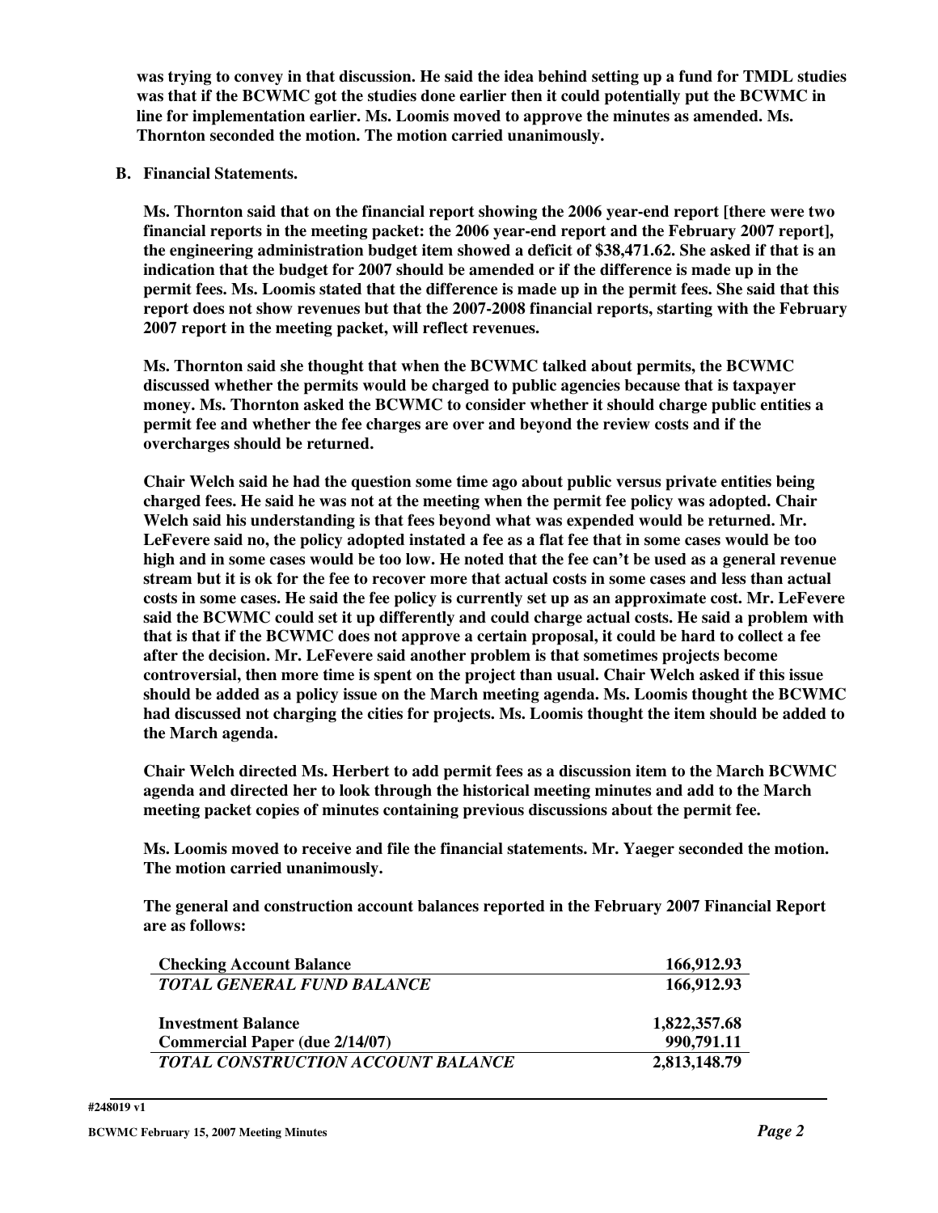**was trying to convey in that discussion. He said the idea behind setting up a fund for TMDL studies was that if the BCWMC got the studies done earlier then it could potentially put the BCWMC in line for implementation earlier. Ms. Loomis moved to approve the minutes as amended. Ms. Thornton seconded the motion. The motion carried unanimously.**

**B. Financial Statements.**

**Ms. Thornton said that on the financial report showing the 2006 year-end report [there were two financial reports in the meeting packet: the 2006 year-end report and the February 2007 report], the engineering administration budget item showed a deficit of $38,471.62. She asked if that is an indication that the budget for 2007 should be amended or if the difference is made up in the permit fees. Ms. Loomis stated that the difference is made up in the permit fees. She said that this report does not show revenues but that the 2007-2008 financial reports, starting with the February 2007 report in the meeting packet, will reflect revenues.**

**Ms. Thornton said she thought that when the BCWMC talked about permits, the BCWMC discussed whether the permits would be charged to public agencies because that is taxpayer money. Ms. Thornton asked the BCWMC to consider whether it should charge public entities a permit fee and whether the fee charges are over and beyond the review costs and if the overcharges should be returned.**

**Chair Welch said he had the question some time ago about public versus private entities being charged fees. He said he was not at the meeting when the permit fee policy was adopted. Chair Welch said his understanding is that fees beyond what was expended would be returned. Mr. LeFevere said no, the policy adopted instated a fee as a flat fee that in some cases would be too high and in some cases would be too low. He noted that the fee can't be used as a general revenue stream but it is ok for the fee to recover more that actual costs in some cases and less than actual costs in some cases. He said the fee policy is currently set up as an approximate cost. Mr. LeFevere said the BCWMC could set it up differently and could charge actual costs. He said a problem with that is that if the BCWMC does not approve a certain proposal, it could be hard to collect a fee after the decision. Mr. LeFevere said another problem is that sometimes projects become controversial, then more time is spent on the project than usual. Chair Welch asked if this issue should be added as a policy issue on the March meeting agenda. Ms. Loomis thought the BCWMC had discussed not charging the cities for projects. Ms. Loomis thought the item should be added to the March agenda.**

**Chair Welch directed Ms. Herbert to add permit fees as a discussion item to the March BCWMC agenda and directed her to look through the historical meeting minutes and add to the March meeting packet copies of minutes containing previous discussions about the permit fee.**

**Ms. Loomis moved to receive and file the financial statements. Mr. Yaeger seconded the motion. The motion carried unanimously.**

**The general and construction account balances reported in the February 2007 Financial Report are as follows:**

| | |
|---|---|
| **Checking Account Balance** | **166,912.93** |
| ***TOTAL GENERAL FUND BALANCE*** | **166,912.93** |
| | |
| **Investment Balance** | **1,822,357.68** |
| **Commercial Paper (due 2/14/07)** | **990,791.11** |
| ***TOTAL CONSTRUCTION ACCOUNT BALANCE*** | **2,813,148.79** |

#248019 v1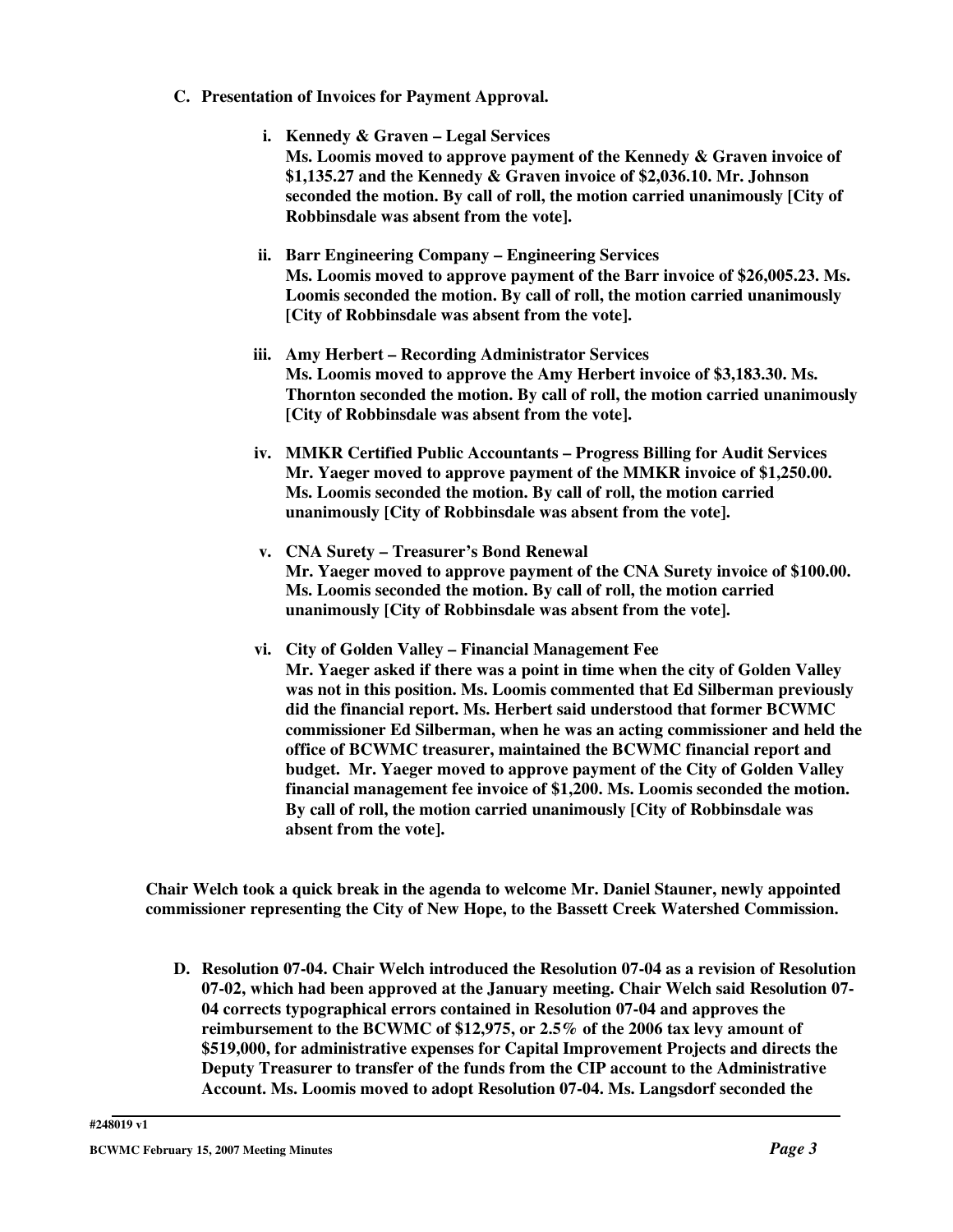**C. Presentation of Invoices for Payment Approval.**

**i. Kennedy & Graven – Legal Services**
**Ms. Loomis moved to approve payment of the Kennedy & Graven invoice of $1,135.27 and the Kennedy & Graven invoice of $2,036.10. Mr. Johnson seconded the motion. By call of roll, the motion carried unanimously [City of Robbinsdale was absent from the vote].**

**ii. Barr Engineering Company – Engineering Services**
**Ms. Loomis moved to approve payment of the Barr invoice of $26,005.23. Ms. Loomis seconded the motion. By call of roll, the motion carried unanimously [City of Robbinsdale was absent from the vote].**

**iii. Amy Herbert – Recording Administrator Services**
**Ms. Loomis moved to approve the Amy Herbert invoice of $3,183.30. Ms. Thornton seconded the motion. By call of roll, the motion carried unanimously [City of Robbinsdale was absent from the vote].**

**iv. MMKR Certified Public Accountants – Progress Billing for Audit Services**
**Mr. Yaeger moved to approve payment of the MMKR invoice of $1,250.00. Ms. Loomis seconded the motion. By call of roll, the motion carried unanimously [City of Robbinsdale was absent from the vote].**

**v. CNA Surety – Treasurer's Bond Renewal**
**Mr. Yaeger moved to approve payment of the CNA Surety invoice of $100.00. Ms. Loomis seconded the motion. By call of roll, the motion carried unanimously [City of Robbinsdale was absent from the vote].**

**vi. City of Golden Valley – Financial Management Fee**
**Mr. Yaeger asked if there was a point in time when the city of Golden Valley was not in this position. Ms. Loomis commented that Ed Silberman previously did the financial report. Ms. Herbert said understood that former BCWMC commissioner Ed Silberman, when he was an acting commissioner and held the office of BCWMC treasurer, maintained the BCWMC financial report and budget. Mr. Yaeger moved to approve payment of the City of Golden Valley financial management fee invoice of $1,200. Ms. Loomis seconded the motion. By call of roll, the motion carried unanimously [City of Robbinsdale was absent from the vote].**

**Chair Welch took a quick break in the agenda to welcome Mr. Daniel Stauner, newly appointed commissioner representing the City of New Hope, to the Bassett Creek Watershed Commission.**

**D. Resolution 07-04. Chair Welch introduced the Resolution 07-04 as a revision of Resolution 07-02, which had been approved at the January meeting. Chair Welch said Resolution 07-04 corrects typographical errors contained in Resolution 07-04 and approves the reimbursement to the BCWMC of $12,975, or 2.5% of the 2006 tax levy amount of $519,000, for administrative expenses for Capital Improvement Projects and directs the Deputy Treasurer to transfer of the funds from the CIP account to the Administrative Account. Ms. Loomis moved to adopt Resolution 07-04. Ms. Langsdorf seconded the**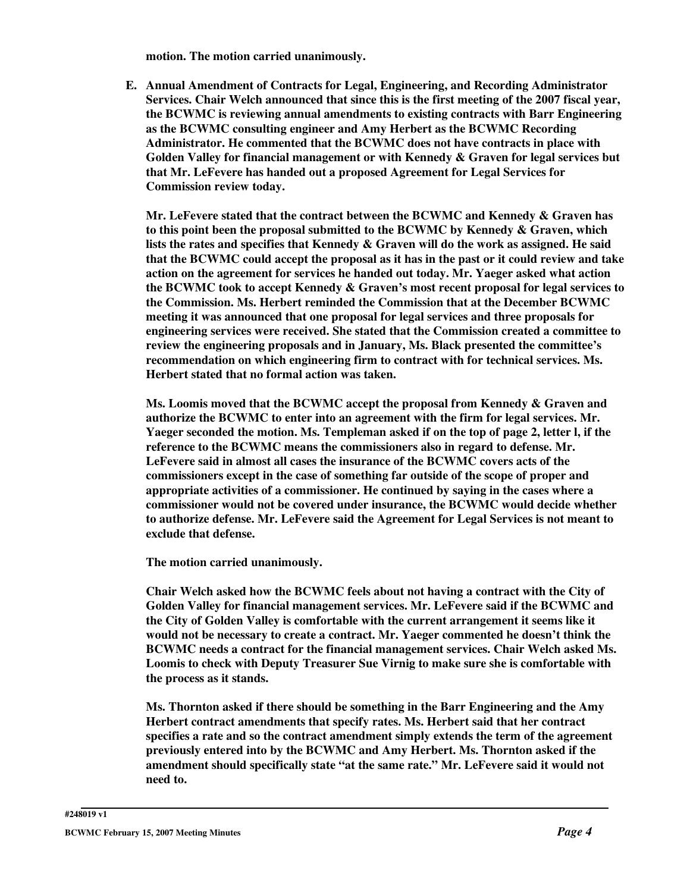**motion. The motion carried unanimously.**

**E. Annual Amendment of Contracts for Legal, Engineering, and Recording Administrator Services. Chair Welch announced that since this is the first meeting of the 2007 fiscal year, the BCWMC is reviewing annual amendments to existing contracts with Barr Engineering as the BCWMC consulting engineer and Amy Herbert as the BCWMC Recording Administrator. He commented that the BCWMC does not have contracts in place with Golden Valley for financial management or with Kennedy & Graven for legal services but that Mr. LeFevere has handed out a proposed Agreement for Legal Services for Commission review today.**

**Mr. LeFevere stated that the contract between the BCWMC and Kennedy & Graven has to this point been the proposal submitted to the BCWMC by Kennedy & Graven, which lists the rates and specifies that Kennedy & Graven will do the work as assigned. He said that the BCWMC could accept the proposal as it has in the past or it could review and take action on the agreement for services he handed out today. Mr. Yaeger asked what action the BCWMC took to accept Kennedy & Graven's most recent proposal for legal services to the Commission. Ms. Herbert reminded the Commission that at the December BCWMC meeting it was announced that one proposal for legal services and three proposals for engineering services were received. She stated that the Commission created a committee to review the engineering proposals and in January, Ms. Black presented the committee's recommendation on which engineering firm to contract with for technical services. Ms. Herbert stated that no formal action was taken.**

**Ms. Loomis moved that the BCWMC accept the proposal from Kennedy & Graven and authorize the BCWMC to enter into an agreement with the firm for legal services. Mr. Yaeger seconded the motion. Ms. Templeman asked if on the top of page 2, letter l, if the reference to the BCWMC means the commissioners also in regard to defense. Mr. LeFevere said in almost all cases the insurance of the BCWMC covers acts of the commissioners except in the case of something far outside of the scope of proper and appropriate activities of a commissioner. He continued by saying in the cases where a commissioner would not be covered under insurance, the BCWMC would decide whether to authorize defense. Mr. LeFevere said the Agreement for Legal Services is not meant to exclude that defense.**

**The motion carried unanimously.**

**Chair Welch asked how the BCWMC feels about not having a contract with the City of Golden Valley for financial management services. Mr. LeFevere said if the BCWMC and the City of Golden Valley is comfortable with the current arrangement it seems like it would not be necessary to create a contract. Mr. Yaeger commented he doesn't think the BCWMC needs a contract for the financial management services. Chair Welch asked Ms. Loomis to check with Deputy Treasurer Sue Virnig to make sure she is comfortable with the process as it stands.**

**Ms. Thornton asked if there should be something in the Barr Engineering and the Amy Herbert contract amendments that specify rates. Ms. Herbert said that her contract specifies a rate and so the contract amendment simply extends the term of the agreement previously entered into by the BCWMC and Amy Herbert. Ms. Thornton asked if the amendment should specifically state "at the same rate." Mr. LeFevere said it would not need to.**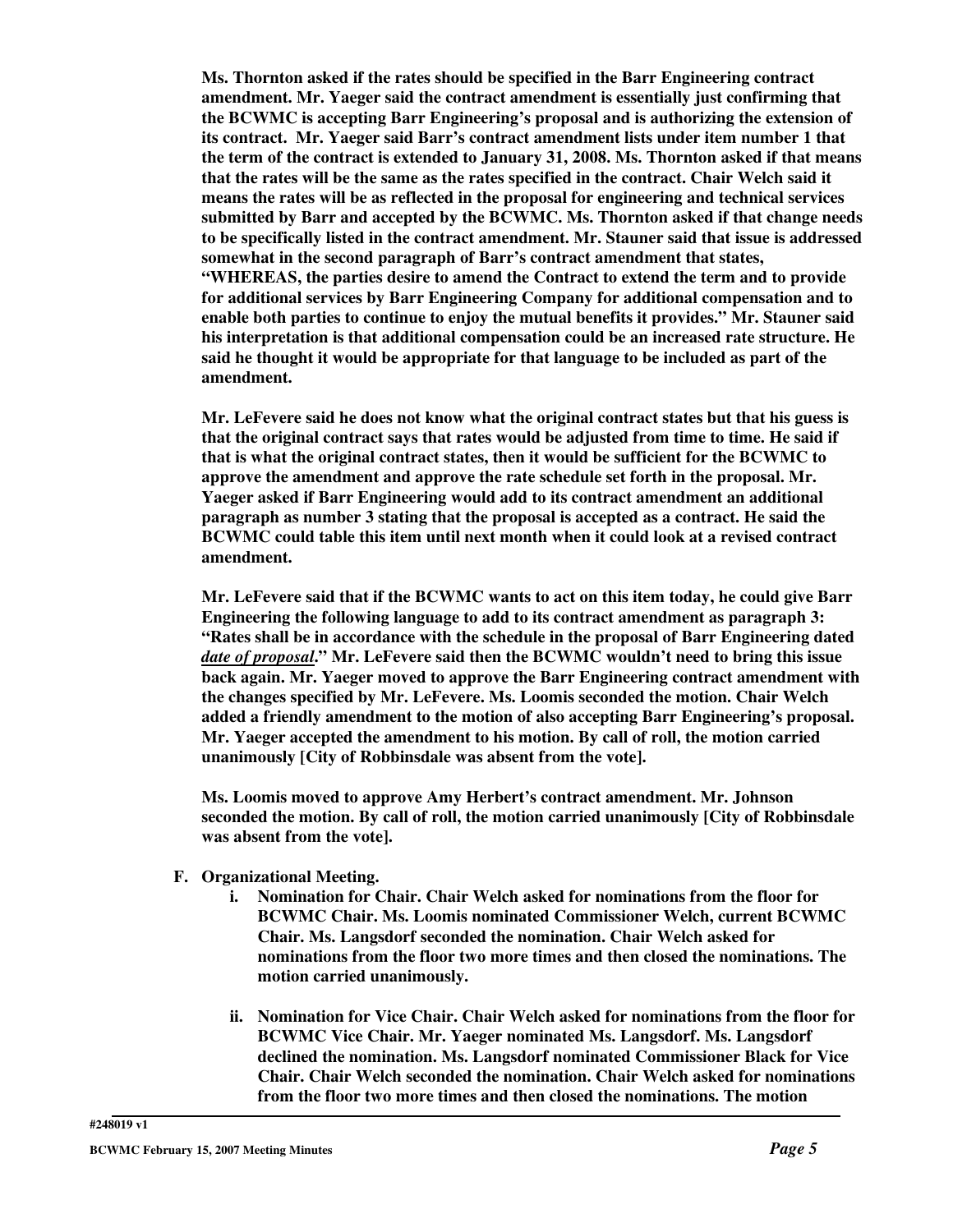**Ms. Thornton asked if the rates should be specified in the Barr Engineering contract amendment. Mr. Yaeger said the contract amendment is essentially just confirming that the BCWMC is accepting Barr Engineering's proposal and is authorizing the extension of its contract. Mr. Yaeger said Barr's contract amendment lists under item number 1 that the term of the contract is extended to January 31, 2008. Ms. Thornton asked if that means that the rates will be the same as the rates specified in the contract. Chair Welch said it means the rates will be as reflected in the proposal for engineering and technical services submitted by Barr and accepted by the BCWMC. Ms. Thornton asked if that change needs to be specifically listed in the contract amendment. Mr. Stauner said that issue is addressed somewhat in the second paragraph of Barr's contract amendment that states, "WHEREAS, the parties desire to amend the Contract to extend the term and to provide for additional services by Barr Engineering Company for additional compensation and to enable both parties to continue to enjoy the mutual benefits it provides." Mr. Stauner said his interpretation is that additional compensation could be an increased rate structure. He said he thought it would be appropriate for that language to be included as part of the amendment.**

**Mr. LeFevere said he does not know what the original contract states but that his guess is that the original contract says that rates would be adjusted from time to time. He said if that is what the original contract states, then it would be sufficient for the BCWMC to approve the amendment and approve the rate schedule set forth in the proposal. Mr. Yaeger asked if Barr Engineering would add to its contract amendment an additional paragraph as number 3 stating that the proposal is accepted as a contract. He said the BCWMC could table this item until next month when it could look at a revised contract amendment.**

**Mr. LeFevere said that if the BCWMC wants to act on this item today, he could give Barr Engineering the following language to add to its contract amendment as paragraph 3: "Rates shall be in accordance with the schedule in the proposal of Barr Engineering dated _*date of proposal*_." Mr. LeFevere said then the BCWMC wouldn't need to bring this issue back again. Mr. Yaeger moved to approve the Barr Engineering contract amendment with the changes specified by Mr. LeFevere. Ms. Loomis seconded the motion. Chair Welch added a friendly amendment to the motion of also accepting Barr Engineering's proposal. Mr. Yaeger accepted the amendment to his motion. By call of roll, the motion carried unanimously [City of Robbinsdale was absent from the vote].**

**Ms. Loomis moved to approve Amy Herbert's contract amendment. Mr. Johnson seconded the motion. By call of roll, the motion carried unanimously [City of Robbinsdale was absent from the vote].**

**F. Organizational Meeting.**

**i. Nomination for Chair. Chair Welch asked for nominations from the floor for BCWMC Chair. Ms. Loomis nominated Commissioner Welch, current BCWMC Chair. Ms. Langsdorf seconded the nomination. Chair Welch asked for nominations from the floor two more times and then closed the nominations. The motion carried unanimously.**

**ii. Nomination for Vice Chair. Chair Welch asked for nominations from the floor for BCWMC Vice Chair. Mr. Yaeger nominated Ms. Langsdorf. Ms. Langsdorf declined the nomination. Ms. Langsdorf nominated Commissioner Black for Vice Chair. Chair Welch seconded the nomination. Chair Welch asked for nominations from the floor two more times and then closed the nominations. The motion**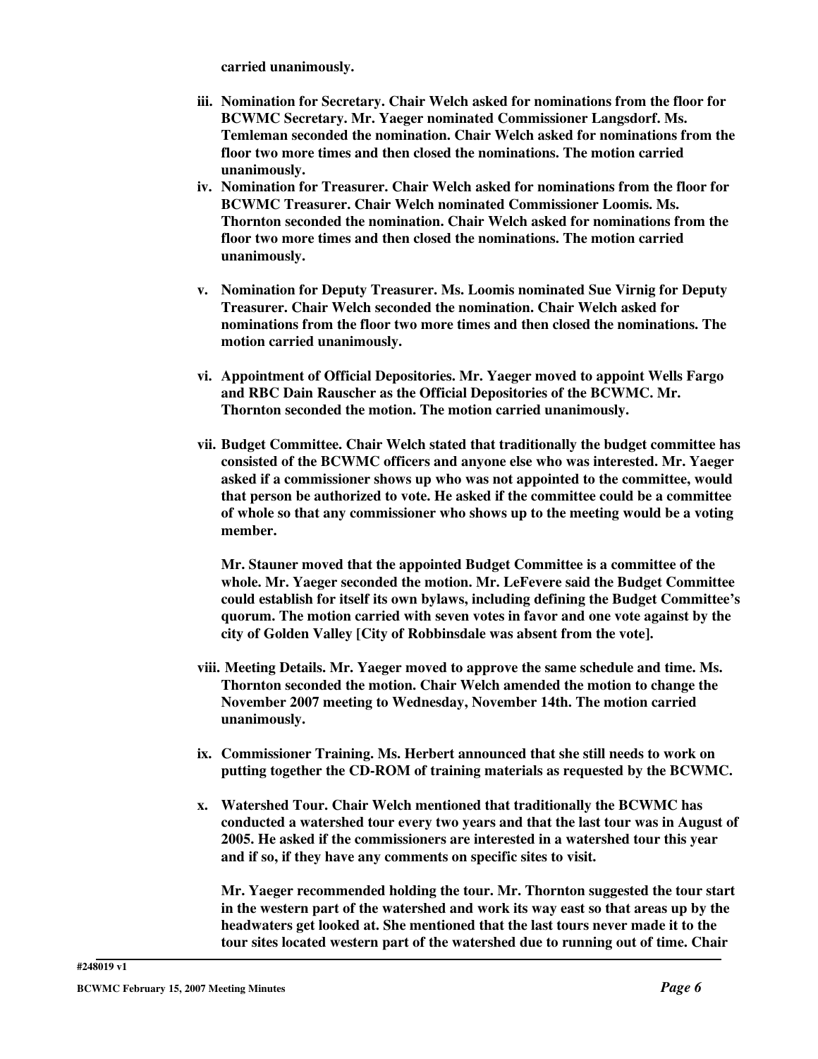**carried unanimously.**

- **iii. Nomination for Secretary. Chair Welch asked for nominations from the floor for BCWMC Secretary. Mr. Yaeger nominated Commissioner Langsdorf. Ms. Temleman seconded the nomination. Chair Welch asked for nominations from the floor two more times and then closed the nominations. The motion carried unanimously.**
- **iv. Nomination for Treasurer. Chair Welch asked for nominations from the floor for BCWMC Treasurer. Chair Welch nominated Commissioner Loomis. Ms. Thornton seconded the nomination. Chair Welch asked for nominations from the floor two more times and then closed the nominations. The motion carried unanimously.**
- **v. Nomination for Deputy Treasurer. Ms. Loomis nominated Sue Virnig for Deputy Treasurer. Chair Welch seconded the nomination. Chair Welch asked for nominations from the floor two more times and then closed the nominations. The motion carried unanimously.**
- **vi. Appointment of Official Depositories. Mr. Yaeger moved to appoint Wells Fargo and RBC Dain Rauscher as the Official Depositories of the BCWMC. Mr. Thornton seconded the motion. The motion carried unanimously.**
- **vii. Budget Committee. Chair Welch stated that traditionally the budget committee has consisted of the BCWMC officers and anyone else who was interested. Mr. Yaeger asked if a commissioner shows up who was not appointed to the committee, would that person be authorized to vote. He asked if the committee could be a committee of whole so that any commissioner who shows up to the meeting would be a voting member.**

  **Mr. Stauner moved that the appointed Budget Committee is a committee of the whole. Mr. Yaeger seconded the motion. Mr. LeFevere said the Budget Committee could establish for itself its own bylaws, including defining the Budget Committee's quorum. The motion carried with seven votes in favor and one vote against by the city of Golden Valley [City of Robbinsdale was absent from the vote].**
- **viii. Meeting Details. Mr. Yaeger moved to approve the same schedule and time. Ms. Thornton seconded the motion. Chair Welch amended the motion to change the November 2007 meeting to Wednesday, November 14th. The motion carried unanimously.**
- **ix. Commissioner Training. Ms. Herbert announced that she still needs to work on putting together the CD-ROM of training materials as requested by the BCWMC.**
- **x. Watershed Tour. Chair Welch mentioned that traditionally the BCWMC has conducted a watershed tour every two years and that the last tour was in August of 2005. He asked if the commissioners are interested in a watershed tour this year and if so, if they have any comments on specific sites to visit.**

  **Mr. Yaeger recommended holding the tour. Mr. Thornton suggested the tour start in the western part of the watershed and work its way east so that areas up by the headwaters get looked at. She mentioned that the last tours never made it to the tour sites located western part of the watershed due to running out of time. Chair**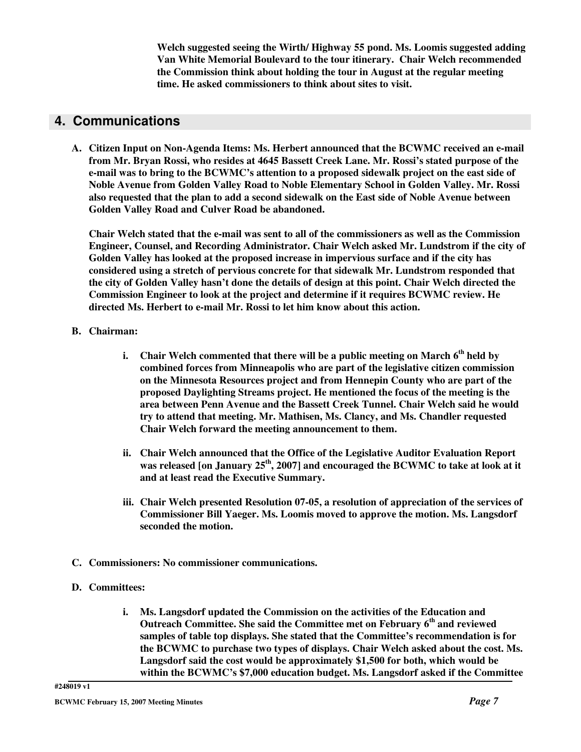**Welch suggested seeing the Wirth/ Highway 55 pond. Ms. Loomis suggested adding Van White Memorial Boulevard to the tour itinerary. Chair Welch recommended the Commission think about holding the tour in August at the regular meeting time. He asked commissioners to think about sites to visit.**

## 4. Communications

**A. Citizen Input on Non-Agenda Items: Ms. Herbert announced that the BCWMC received an e-mail from Mr. Bryan Rossi, who resides at 4645 Bassett Creek Lane. Mr. Rossi's stated purpose of the e-mail was to bring to the BCWMC's attention to a proposed sidewalk project on the east side of Noble Avenue from Golden Valley Road to Noble Elementary School in Golden Valley. Mr. Rossi also requested that the plan to add a second sidewalk on the East side of Noble Avenue between Golden Valley Road and Culver Road be abandoned.**

**Chair Welch stated that the e-mail was sent to all of the commissioners as well as the Commission Engineer, Counsel, and Recording Administrator. Chair Welch asked Mr. Lundstrom if the city of Golden Valley has looked at the proposed increase in impervious surface and if the city has considered using a stretch of pervious concrete for that sidewalk Mr. Lundstrom responded that the city of Golden Valley hasn't done the details of design at this point. Chair Welch directed the Commission Engineer to look at the project and determine if it requires BCWMC review. He directed Ms. Herbert to e-mail Mr. Rossi to let him know about this action.**

**B. Chairman:**

**i. Chair Welch commented that there will be a public meeting on March 6th held by combined forces from Minneapolis who are part of the legislative citizen commission on the Minnesota Resources project and from Hennepin County who are part of the proposed Daylighting Streams project. He mentioned the focus of the meeting is the area between Penn Avenue and the Bassett Creek Tunnel. Chair Welch said he would try to attend that meeting. Mr. Mathisen, Ms. Clancy, and Ms. Chandler requested Chair Welch forward the meeting announcement to them.**

**ii. Chair Welch announced that the Office of the Legislative Auditor Evaluation Report was released [on January 25th, 2007] and encouraged the BCWMC to take at look at it and at least read the Executive Summary.**

**iii. Chair Welch presented Resolution 07-05, a resolution of appreciation of the services of Commissioner Bill Yaeger. Ms. Loomis moved to approve the motion. Ms. Langsdorf seconded the motion.**

**C. Commissioners: No commissioner communications.**

**D. Committees:**

**i. Ms. Langsdorf updated the Commission on the activities of the Education and Outreach Committee. She said the Committee met on February 6th and reviewed samples of table top displays. She stated that the Committee's recommendation is for the BCWMC to purchase two types of displays. Chair Welch asked about the cost. Ms. Langsdorf said the cost would be approximately $1,500 for both, which would be within the BCWMC's $7,000 education budget. Ms. Langsdorf asked if the Committee**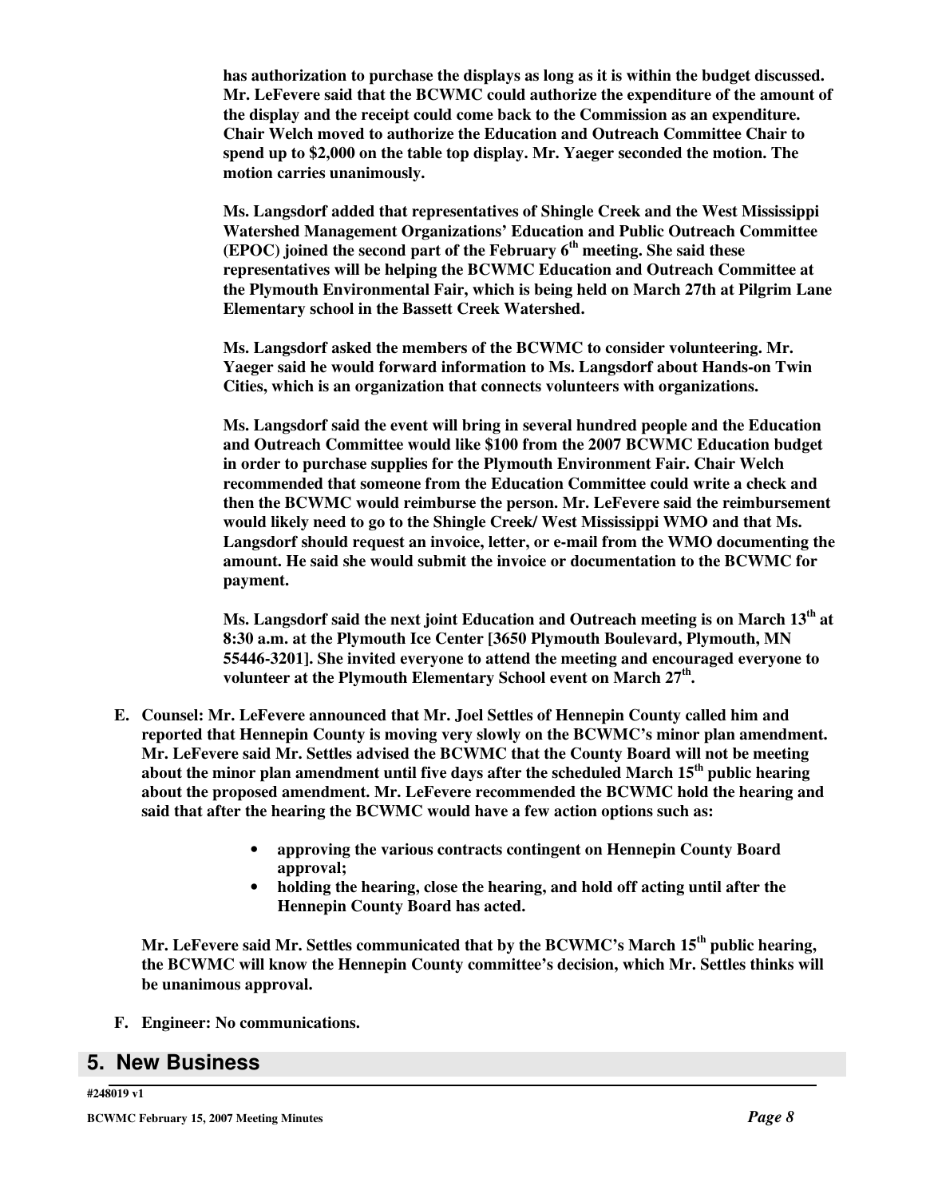**has authorization to purchase the displays as long as it is within the budget discussed. Mr. LeFevere said that the BCWMC could authorize the expenditure of the amount of the display and the receipt could come back to the Commission as an expenditure. Chair Welch moved to authorize the Education and Outreach Committee Chair to spend up to $2,000 on the table top display. Mr. Yaeger seconded the motion. The motion carries unanimously.**

**Ms. Langsdorf added that representatives of Shingle Creek and the West Mississippi Watershed Management Organizations' Education and Public Outreach Committee (EPOC) joined the second part of the February 6th meeting. She said these representatives will be helping the BCWMC Education and Outreach Committee at the Plymouth Environmental Fair, which is being held on March 27th at Pilgrim Lane Elementary school in the Bassett Creek Watershed.**

**Ms. Langsdorf asked the members of the BCWMC to consider volunteering. Mr. Yaeger said he would forward information to Ms. Langsdorf about Hands-on Twin Cities, which is an organization that connects volunteers with organizations.**

**Ms. Langsdorf said the event will bring in several hundred people and the Education and Outreach Committee would like $100 from the 2007 BCWMC Education budget in order to purchase supplies for the Plymouth Environment Fair. Chair Welch recommended that someone from the Education Committee could write a check and then the BCWMC would reimburse the person. Mr. LeFevere said the reimbursement would likely need to go to the Shingle Creek/ West Mississippi WMO and that Ms. Langsdorf should request an invoice, letter, or e-mail from the WMO documenting the amount. He said she would submit the invoice or documentation to the BCWMC for payment.**

**Ms. Langsdorf said the next joint Education and Outreach meeting is on March 13th at 8:30 a.m. at the Plymouth Ice Center [3650 Plymouth Boulevard, Plymouth, MN 55446-3201]. She invited everyone to attend the meeting and encouraged everyone to volunteer at the Plymouth Elementary School event on March 27th.**

**E. Counsel: Mr. LeFevere announced that Mr. Joel Settles of Hennepin County called him and reported that Hennepin County is moving very slowly on the BCWMC's minor plan amendment. Mr. LeFevere said Mr. Settles advised the BCWMC that the County Board will not be meeting about the minor plan amendment until five days after the scheduled March 15th public hearing about the proposed amendment. Mr. LeFevere recommended the BCWMC hold the hearing and said that after the hearing the BCWMC would have a few action options such as:**

- **approving the various contracts contingent on Hennepin County Board approval;**
- **holding the hearing, close the hearing, and hold off acting until after the Hennepin County Board has acted.**

**Mr. LeFevere said Mr. Settles communicated that by the BCWMC's March 15th public hearing, the BCWMC will know the Hennepin County committee's decision, which Mr. Settles thinks will be unanimous approval.**

**F. Engineer: No communications.**

## 5. New Business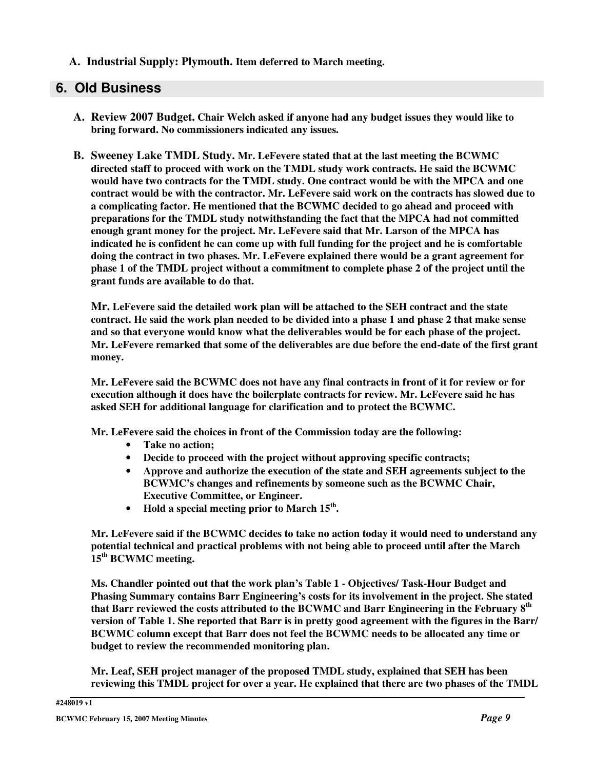**A. Industrial Supply: Plymouth. Item deferred to March meeting.**

## 6. Old Business

**A. Review 2007 Budget. Chair Welch asked if anyone had any budget issues they would like to bring forward. No commissioners indicated any issues.**

**B. Sweeney Lake TMDL Study. Mr. LeFevere stated that at the last meeting the BCWMC directed staff to proceed with work on the TMDL study work contracts. He said the BCWMC would have two contracts for the TMDL study. One contract would be with the MPCA and one contract would be with the contractor. Mr. LeFevere said work on the contracts has slowed due to a complicating factor. He mentioned that the BCWMC decided to go ahead and proceed with preparations for the TMDL study notwithstanding the fact that the MPCA had not committed enough grant money for the project. Mr. LeFevere said that Mr. Larson of the MPCA has indicated he is confident he can come up with full funding for the project and he is comfortable doing the contract in two phases. Mr. LeFevere explained there would be a grant agreement for phase 1 of the TMDL project without a commitment to complete phase 2 of the project until the grant funds are available to do that.**

**Mr. LeFevere said the detailed work plan will be attached to the SEH contract and the state contract. He said the work plan needed to be divided into a phase 1 and phase 2 that make sense and so that everyone would know what the deliverables would be for each phase of the project. Mr. LeFevere remarked that some of the deliverables are due before the end-date of the first grant money.**

**Mr. LeFevere said the BCWMC does not have any final contracts in front of it for review or for execution although it does have the boilerplate contracts for review. Mr. LeFevere said he has asked SEH for additional language for clarification and to protect the BCWMC.**

**Mr. LeFevere said the choices in front of the Commission today are the following:**

- **Take no action;**
- **Decide to proceed with the project without approving specific contracts;**
- **Approve and authorize the execution of the state and SEH agreements subject to the BCWMC's changes and refinements by someone such as the BCWMC Chair, Executive Committee, or Engineer.**
- **Hold a special meeting prior to March 15th.**

**Mr. LeFevere said if the BCWMC decides to take no action today it would need to understand any potential technical and practical problems with not being able to proceed until after the March 15th BCWMC meeting.**

**Ms. Chandler pointed out that the work plan's Table 1 - Objectives/ Task-Hour Budget and Phasing Summary contains Barr Engineering's costs for its involvement in the project. She stated that Barr reviewed the costs attributed to the BCWMC and Barr Engineering in the February 8th version of Table 1. She reported that Barr is in pretty good agreement with the figures in the Barr/ BCWMC column except that Barr does not feel the BCWMC needs to be allocated any time or budget to review the recommended monitoring plan.**

**Mr. Leaf, SEH project manager of the proposed TMDL study, explained that SEH has been reviewing this TMDL project for over a year. He explained that there are two phases of the TMDL**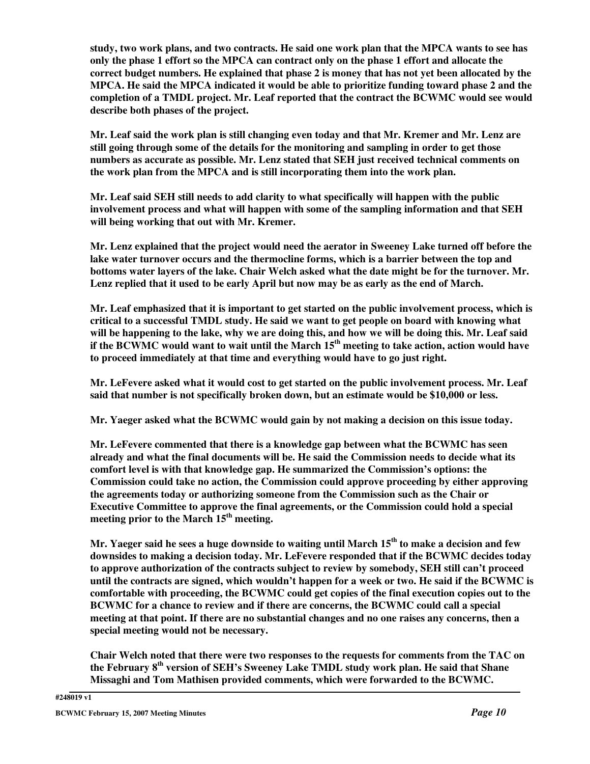**study, two work plans, and two contracts. He said one work plan that the MPCA wants to see has only the phase 1 effort so the MPCA can contract only on the phase 1 effort and allocate the correct budget numbers. He explained that phase 2 is money that has not yet been allocated by the MPCA. He said the MPCA indicated it would be able to prioritize funding toward phase 2 and the completion of a TMDL project. Mr. Leaf reported that the contract the BCWMC would see would describe both phases of the project.**

**Mr. Leaf said the work plan is still changing even today and that Mr. Kremer and Mr. Lenz are still going through some of the details for the monitoring and sampling in order to get those numbers as accurate as possible. Mr. Lenz stated that SEH just received technical comments on the work plan from the MPCA and is still incorporating them into the work plan.**

**Mr. Leaf said SEH still needs to add clarity to what specifically will happen with the public involvement process and what will happen with some of the sampling information and that SEH will being working that out with Mr. Kremer.**

**Mr. Lenz explained that the project would need the aerator in Sweeney Lake turned off before the lake water turnover occurs and the thermocline forms, which is a barrier between the top and bottoms water layers of the lake. Chair Welch asked what the date might be for the turnover. Mr. Lenz replied that it used to be early April but now may be as early as the end of March.**

**Mr. Leaf emphasized that it is important to get started on the public involvement process, which is critical to a successful TMDL study. He said we want to get people on board with knowing what will be happening to the lake, why we are doing this, and how we will be doing this. Mr. Leaf said if the BCWMC would want to wait until the March 15th meeting to take action, action would have to proceed immediately at that time and everything would have to go just right.**

**Mr. LeFevere asked what it would cost to get started on the public involvement process. Mr. Leaf said that number is not specifically broken down, but an estimate would be $10,000 or less.**

**Mr. Yaeger asked what the BCWMC would gain by not making a decision on this issue today.**

**Mr. LeFevere commented that there is a knowledge gap between what the BCWMC has seen already and what the final documents will be. He said the Commission needs to decide what its comfort level is with that knowledge gap. He summarized the Commission's options: the Commission could take no action, the Commission could approve proceeding by either approving the agreements today or authorizing someone from the Commission such as the Chair or Executive Committee to approve the final agreements, or the Commission could hold a special meeting prior to the March 15th meeting.**

**Mr. Yaeger said he sees a huge downside to waiting until March 15th to make a decision and few downsides to making a decision today. Mr. LeFevere responded that if the BCWMC decides today to approve authorization of the contracts subject to review by somebody, SEH still can't proceed until the contracts are signed, which wouldn't happen for a week or two. He said if the BCWMC is comfortable with proceeding, the BCWMC could get copies of the final execution copies out to the BCWMC for a chance to review and if there are concerns, the BCWMC could call a special meeting at that point. If there are no substantial changes and no one raises any concerns, then a special meeting would not be necessary.**

**Chair Welch noted that there were two responses to the requests for comments from the TAC on the February 8th version of SEH's Sweeney Lake TMDL study work plan. He said that Shane Missaghi and Tom Mathisen provided comments, which were forwarded to the BCWMC.**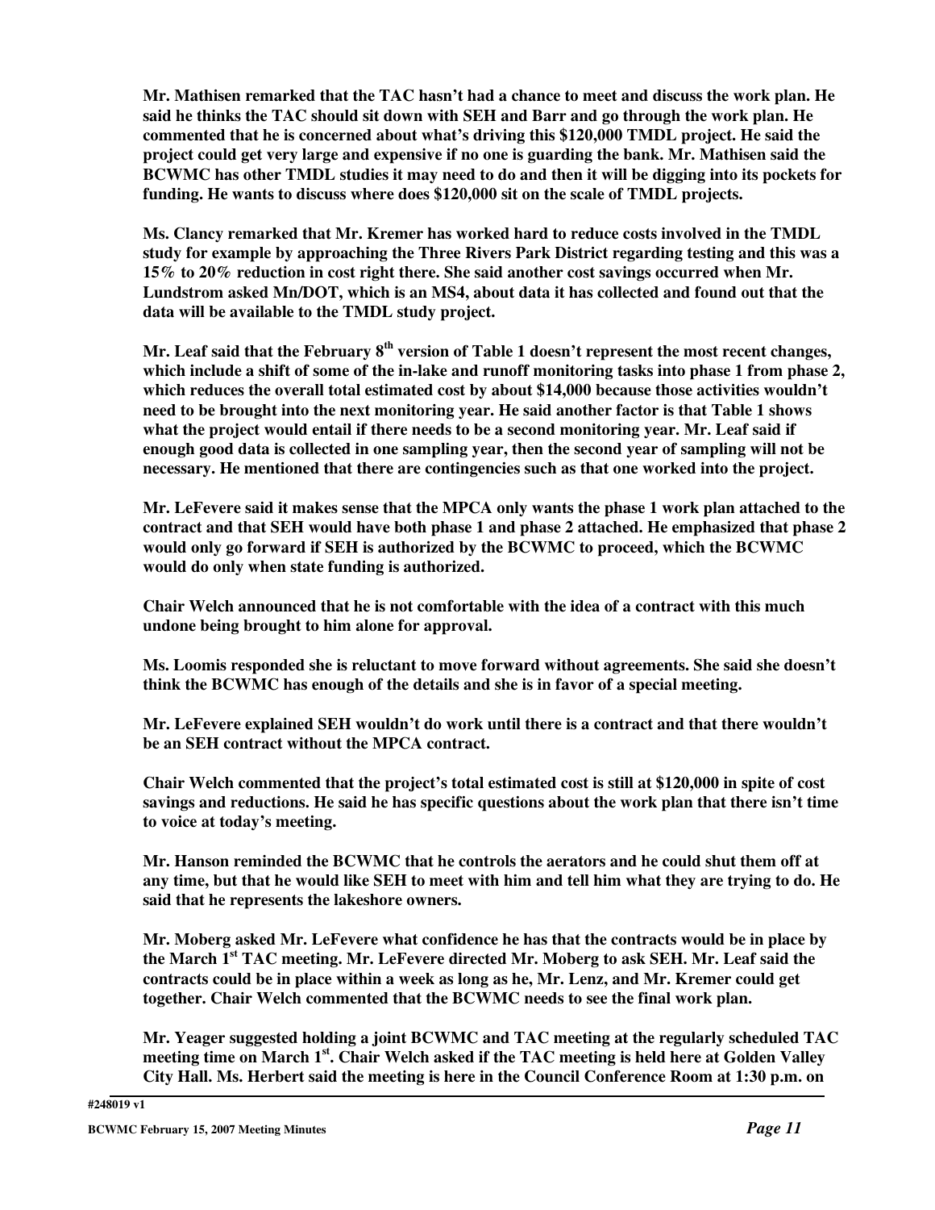**Mr. Mathisen remarked that the TAC hasn't had a chance to meet and discuss the work plan. He said he thinks the TAC should sit down with SEH and Barr and go through the work plan. He commented that he is concerned about what's driving this $120,000 TMDL project. He said the project could get very large and expensive if no one is guarding the bank. Mr. Mathisen said the BCWMC has other TMDL studies it may need to do and then it will be digging into its pockets for funding. He wants to discuss where does $120,000 sit on the scale of TMDL projects.**

**Ms. Clancy remarked that Mr. Kremer has worked hard to reduce costs involved in the TMDL study for example by approaching the Three Rivers Park District regarding testing and this was a 15% to 20% reduction in cost right there. She said another cost savings occurred when Mr. Lundstrom asked Mn/DOT, which is an MS4, about data it has collected and found out that the data will be available to the TMDL study project.**

**Mr. Leaf said that the February 8th version of Table 1 doesn't represent the most recent changes, which include a shift of some of the in-lake and runoff monitoring tasks into phase 1 from phase 2, which reduces the overall total estimated cost by about $14,000 because those activities wouldn't need to be brought into the next monitoring year. He said another factor is that Table 1 shows what the project would entail if there needs to be a second monitoring year. Mr. Leaf said if enough good data is collected in one sampling year, then the second year of sampling will not be necessary. He mentioned that there are contingencies such as that one worked into the project.**

**Mr. LeFevere said it makes sense that the MPCA only wants the phase 1 work plan attached to the contract and that SEH would have both phase 1 and phase 2 attached. He emphasized that phase 2 would only go forward if SEH is authorized by the BCWMC to proceed, which the BCWMC would do only when state funding is authorized.**

**Chair Welch announced that he is not comfortable with the idea of a contract with this much undone being brought to him alone for approval.**

**Ms. Loomis responded she is reluctant to move forward without agreements. She said she doesn't think the BCWMC has enough of the details and she is in favor of a special meeting.**

**Mr. LeFevere explained SEH wouldn't do work until there is a contract and that there wouldn't be an SEH contract without the MPCA contract.**

**Chair Welch commented that the project's total estimated cost is still at $120,000 in spite of cost savings and reductions. He said he has specific questions about the work plan that there isn't time to voice at today's meeting.**

**Mr. Hanson reminded the BCWMC that he controls the aerators and he could shut them off at any time, but that he would like SEH to meet with him and tell him what they are trying to do. He said that he represents the lakeshore owners.**

**Mr. Moberg asked Mr. LeFevere what confidence he has that the contracts would be in place by the March 1st TAC meeting. Mr. LeFevere directed Mr. Moberg to ask SEH. Mr. Leaf said the contracts could be in place within a week as long as he, Mr. Lenz, and Mr. Kremer could get together. Chair Welch commented that the BCWMC needs to see the final work plan.**

**Mr. Yeager suggested holding a joint BCWMC and TAC meeting at the regularly scheduled TAC meeting time on March 1st. Chair Welch asked if the TAC meeting is held here at Golden Valley City Hall. Ms. Herbert said the meeting is here in the Council Conference Room at 1:30 p.m. on**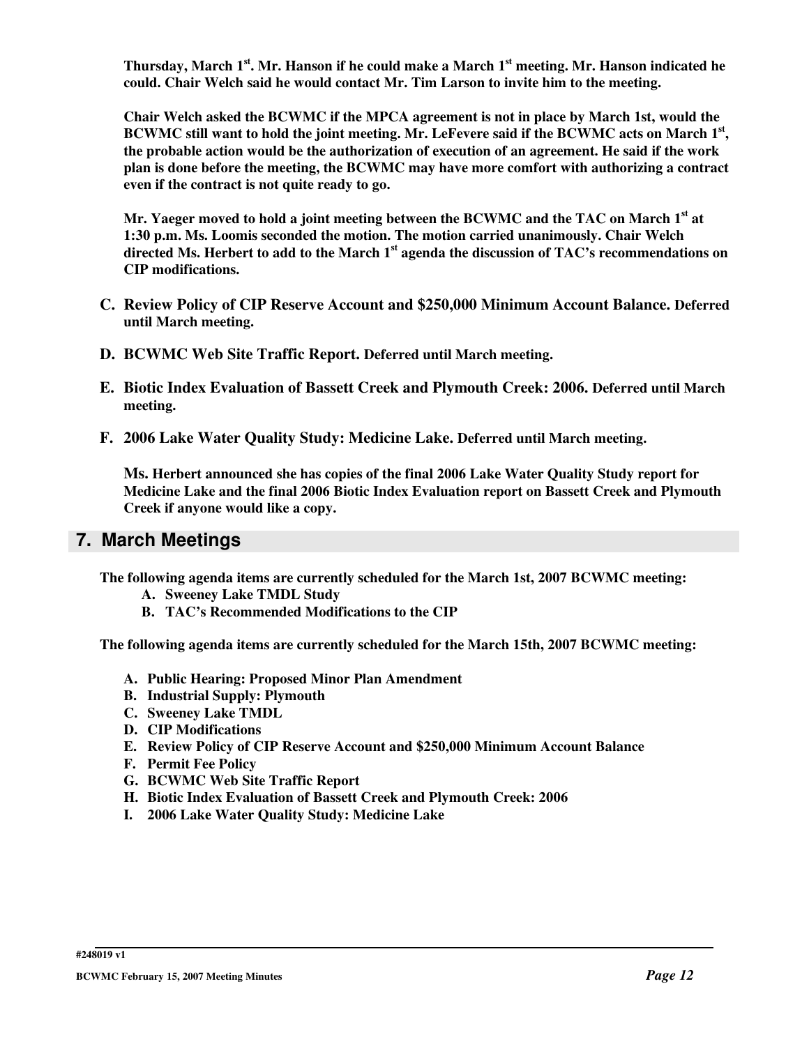**Thursday, March 1st. Mr. Hanson if he could make a March 1st meeting. Mr. Hanson indicated he could. Chair Welch said he would contact Mr. Tim Larson to invite him to the meeting.**

**Chair Welch asked the BCWMC if the MPCA agreement is not in place by March 1st, would the BCWMC still want to hold the joint meeting. Mr. LeFevere said if the BCWMC acts on March 1st, the probable action would be the authorization of execution of an agreement. He said if the work plan is done before the meeting, the BCWMC may have more comfort with authorizing a contract even if the contract is not quite ready to go.**

**Mr. Yaeger moved to hold a joint meeting between the BCWMC and the TAC on March 1st at 1:30 p.m. Ms. Loomis seconded the motion. The motion carried unanimously. Chair Welch directed Ms. Herbert to add to the March 1st agenda the discussion of TAC's recommendations on CIP modifications.**

**C. Review Policy of CIP Reserve Account and $250,000 Minimum Account Balance.** **Deferred until March meeting.**

**D. BCWMC Web Site Traffic Report.** **Deferred until March meeting.**

**E. Biotic Index Evaluation of Bassett Creek and Plymouth Creek: 2006.** **Deferred until March meeting.**

**F. 2006 Lake Water Quality Study: Medicine Lake.** **Deferred until March meeting.**

**Ms. Herbert announced she has copies of the final 2006 Lake Water Quality Study report for Medicine Lake and the final 2006 Biotic Index Evaluation report on Bassett Creek and Plymouth Creek if anyone would like a copy.**

## 7. March Meetings

**The following agenda items are currently scheduled for the March 1st, 2007 BCWMC meeting:**

- **A. Sweeney Lake TMDL Study**
- **B. TAC's Recommended Modifications to the CIP**

**The following agenda items are currently scheduled for the March 15th, 2007 BCWMC meeting:**

- **A. Public Hearing: Proposed Minor Plan Amendment**
- **B. Industrial Supply: Plymouth**
- **C. Sweeney Lake TMDL**
- **D. CIP Modifications**
- **E. Review Policy of CIP Reserve Account and $250,000 Minimum Account Balance**
- **F. Permit Fee Policy**
- **G. BCWMC Web Site Traffic Report**
- **H. Biotic Index Evaluation of Bassett Creek and Plymouth Creek: 2006**
- **I. 2006 Lake Water Quality Study: Medicine Lake**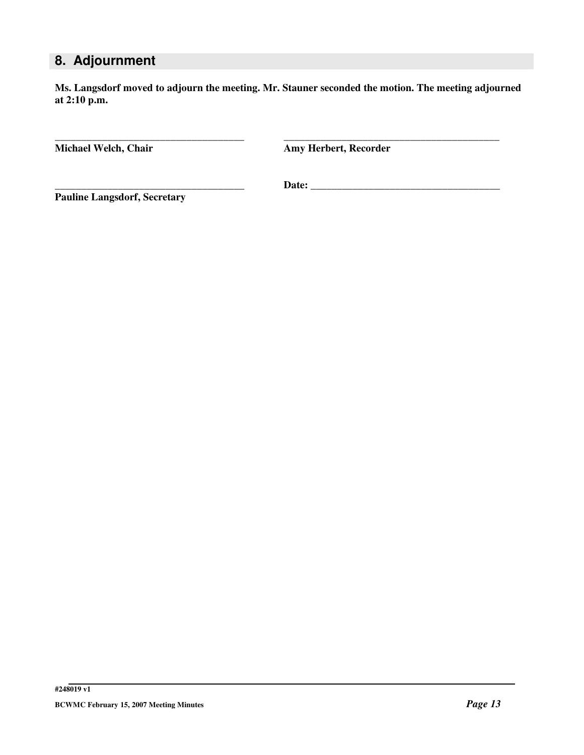## 8. Adjournment

**Ms. Langsdorf moved to adjourn the meeting. Mr. Stauner seconded the motion. The meeting adjourned at 2:10 p.m.**

_____________________________________ 
**Michael Welch, Chair**

_____________________________________ 
**Amy Herbert, Recorder**

_____________________________________ 
**Pauline Langsdorf, Secretary**

**Date: _____________________________________**

**#248019 v1**